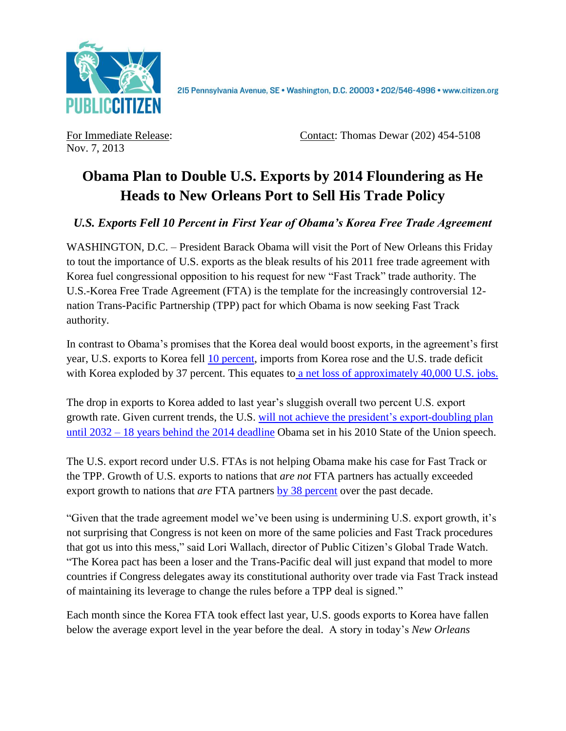PUBLIC CITIZEN

215 Pennsylvania Avenue, SE • Washington, D.C. 20003 • 202/546-4996 • www.citizen.org

For Immediate Release:
Nov. 7, 2013

Contact: Thomas Dewar (202) 454-5108

# Obama Plan to Double U.S. Exports by 2014 Floundering as He Heads to New Orleans Port to Sell His Trade Policy

### *U.S. Exports Fell 10 Percent in First Year of Obama's Korea Free Trade Agreement*

WASHINGTON, D.C. – President Barack Obama will visit the Port of New Orleans this Friday to tout the importance of U.S. exports as the bleak results of his 2011 free trade agreement with Korea fuel congressional opposition to his request for new "Fast Track" trade authority. The U.S.-Korea Free Trade Agreement (FTA) is the template for the increasingly controversial 12-nation Trans-Pacific Partnership (TPP) pact for which Obama is now seeking Fast Track authority.

In contrast to Obama's promises that the Korea deal would boost exports, in the agreement's first year, U.S. exports to Korea fell 10 percent, imports from Korea rose and the U.S. trade deficit with Korea exploded by 37 percent. This equates to a net loss of approximately 40,000 U.S. jobs.

The drop in exports to Korea added to last year's sluggish overall two percent U.S. export growth rate. Given current trends, the U.S. will not achieve the president's export-doubling plan until 2032 – 18 years behind the 2014 deadline Obama set in his 2010 State of the Union speech.

The U.S. export record under U.S. FTAs is not helping Obama make his case for Fast Track or the TPP. Growth of U.S. exports to nations that *are not* FTA partners has actually exceeded export growth to nations that *are* FTA partners by 38 percent over the past decade.

"Given that the trade agreement model we've been using is undermining U.S. export growth, it's not surprising that Congress is not keen on more of the same policies and Fast Track procedures that got us into this mess," said Lori Wallach, director of Public Citizen's Global Trade Watch. "The Korea pact has been a loser and the Trans-Pacific deal will just expand that model to more countries if Congress delegates away its constitutional authority over trade via Fast Track instead of maintaining its leverage to change the rules before a TPP deal is signed."

Each month since the Korea FTA took effect last year, U.S. goods exports to Korea have fallen below the average export level in the year before the deal. A story in today's *New Orleans*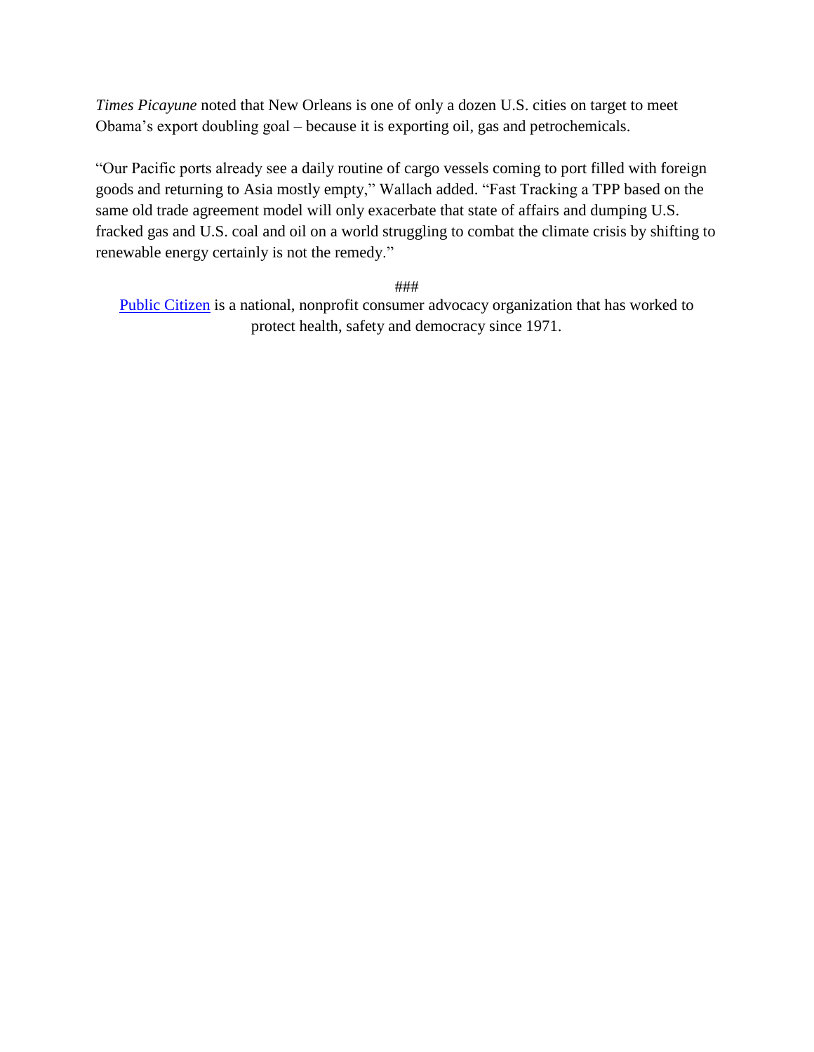*Times Picayune* noted that New Orleans is one of only a dozen U.S. cities on target to meet Obama's export doubling goal – because it is exporting oil, gas and petrochemicals.

"Our Pacific ports already see a daily routine of cargo vessels coming to port filled with foreign goods and returning to Asia mostly empty," Wallach added. "Fast Tracking a TPP based on the same old trade agreement model will only exacerbate that state of affairs and dumping U.S. fracked gas and U.S. coal and oil on a world struggling to combat the climate crisis by shifting to renewable energy certainly is not the remedy."

###

Public Citizen is a national, nonprofit consumer advocacy organization that has worked to protect health, safety and democracy since 1971.